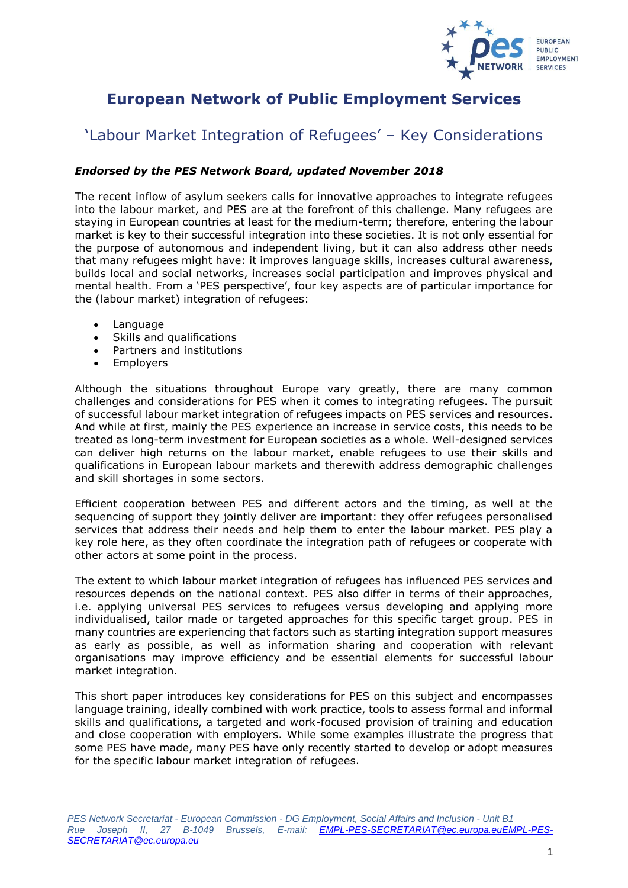# European Network of Public Employment Services

## 'Labour Market Integration of Refugees' – Key Considerations

***Endorsed by the PES Network Board, updated November 2018***

The recent inflow of asylum seekers calls for innovative approaches to integrate refugees into the labour market, and PES are at the forefront of this challenge. Many refugees are staying in European countries at least for the medium-term; therefore, entering the labour market is key to their successful integration into these societies. It is not only essential for the purpose of autonomous and independent living, but it can also address other needs that many refugees might have: it improves language skills, increases cultural awareness, builds local and social networks, increases social participation and improves physical and mental health. From a 'PES perspective', four key aspects are of particular importance for the (labour market) integration of refugees:

- Language
- Skills and qualifications
- Partners and institutions
- Employers

Although the situations throughout Europe vary greatly, there are many common challenges and considerations for PES when it comes to integrating refugees. The pursuit of successful labour market integration of refugees impacts on PES services and resources. And while at first, mainly the PES experience an increase in service costs, this needs to be treated as long-term investment for European societies as a whole. Well-designed services can deliver high returns on the labour market, enable refugees to use their skills and qualifications in European labour markets and therewith address demographic challenges and skill shortages in some sectors.

Efficient cooperation between PES and different actors and the timing, as well at the sequencing of support they jointly deliver are important: they offer refugees personalised services that address their needs and help them to enter the labour market. PES play a key role here, as they often coordinate the integration path of refugees or cooperate with other actors at some point in the process.

The extent to which labour market integration of refugees has influenced PES services and resources depends on the national context. PES also differ in terms of their approaches, i.e. applying universal PES services to refugees versus developing and applying more individualised, tailor made or targeted approaches for this specific target group. PES in many countries are experiencing that factors such as starting integration support measures as early as possible, as well as information sharing and cooperation with relevant organisations may improve efficiency and be essential elements for successful labour market integration.

This short paper introduces key considerations for PES on this subject and encompasses language training, ideally combined with work practice, tools to assess formal and informal skills and qualifications, a targeted and work-focused provision of training and education and close cooperation with employers. While some examples illustrate the progress that some PES have made, many PES have only recently started to develop or adopt measures for the specific labour market integration of refugees.

*PES Network Secretariat - European Commission - DG Employment, Social Affairs and Inclusion - Unit B1*
*Rue Joseph II, 27 B-1049 Brussels, E-mail: EMPL-PES-SECRETARIAT@ec.europa.euEMPL-PES-SECRETARIAT@ec.europa.eu*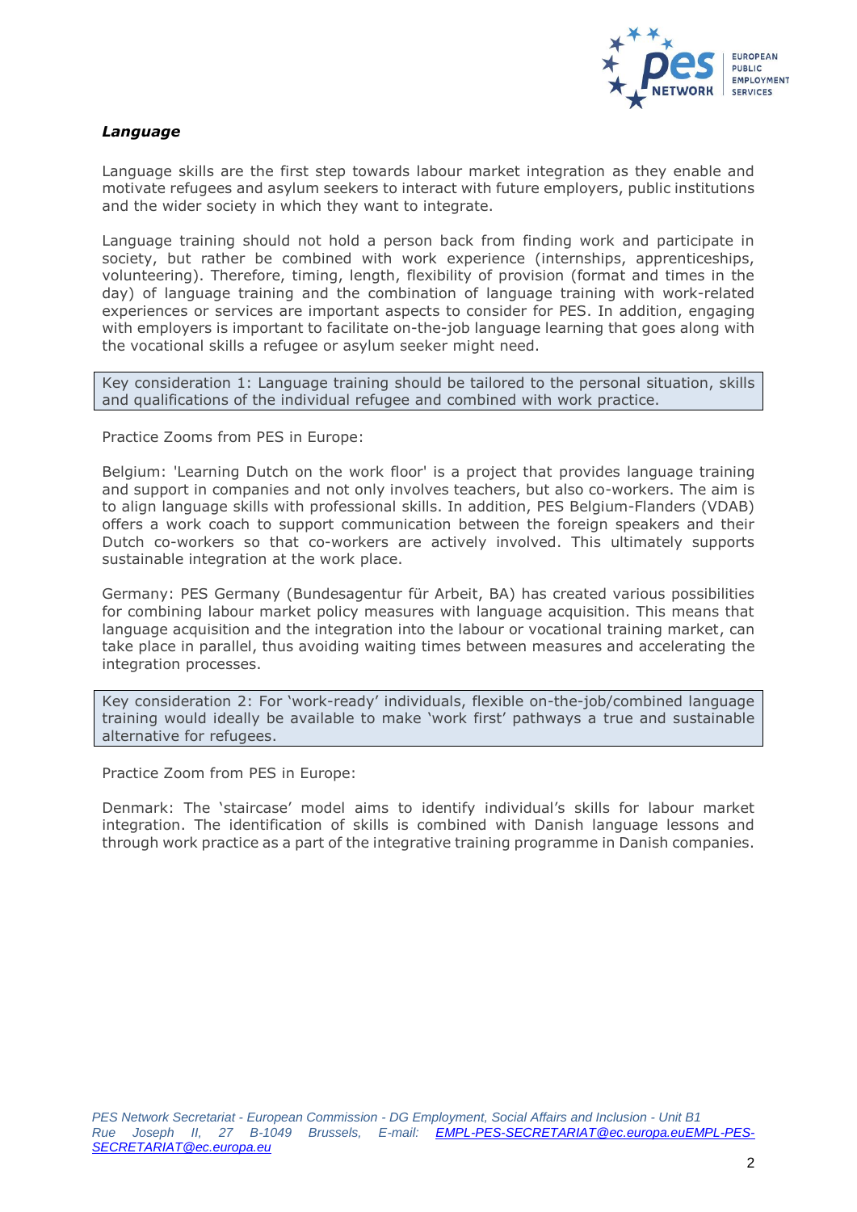***Language***

Language skills are the first step towards labour market integration as they enable and motivate refugees and asylum seekers to interact with future employers, public institutions and the wider society in which they want to integrate.

Language training should not hold a person back from finding work and participate in society, but rather be combined with work experience (internships, apprenticeships, volunteering). Therefore, timing, length, flexibility of provision (format and times in the day) of language training and the combination of language training with work-related experiences or services are important aspects to consider for PES. In addition, engaging with employers is important to facilitate on-the-job language learning that goes along with the vocational skills a refugee or asylum seeker might need.

> Key consideration 1: Language training should be tailored to the personal situation, skills and qualifications of the individual refugee and combined with work practice.

Practice Zooms from PES in Europe:

Belgium: 'Learning Dutch on the work floor' is a project that provides language training and support in companies and not only involves teachers, but also co-workers. The aim is to align language skills with professional skills. In addition, PES Belgium-Flanders (VDAB) offers a work coach to support communication between the foreign speakers and their Dutch co-workers so that co-workers are actively involved. This ultimately supports sustainable integration at the work place.

Germany: PES Germany (Bundesagentur für Arbeit, BA) has created various possibilities for combining labour market policy measures with language acquisition. This means that language acquisition and the integration into the labour or vocational training market, can take place in parallel, thus avoiding waiting times between measures and accelerating the integration processes.

> Key consideration 2: For 'work-ready' individuals, flexible on-the-job/combined language training would ideally be available to make 'work first' pathways a true and sustainable alternative for refugees.

Practice Zoom from PES in Europe:

Denmark: The 'staircase' model aims to identify individual's skills for labour market integration. The identification of skills is combined with Danish language lessons and through work practice as a part of the integrative training programme in Danish companies.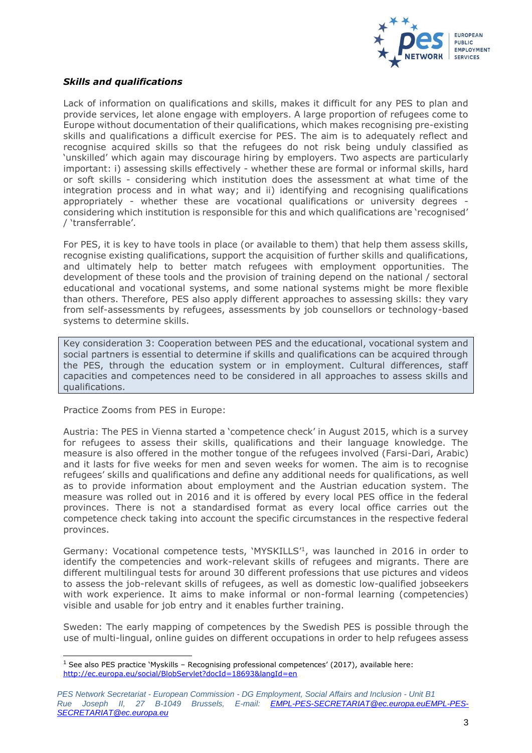***Skills and qualifications***

Lack of information on qualifications and skills, makes it difficult for any PES to plan and provide services, let alone engage with employers. A large proportion of refugees come to Europe without documentation of their qualifications, which makes recognising pre-existing skills and qualifications a difficult exercise for PES. The aim is to adequately reflect and recognise acquired skills so that the refugees do not risk being unduly classified as 'unskilled' which again may discourage hiring by employers. Two aspects are particularly important: i) assessing skills effectively - whether these are formal or informal skills, hard or soft skills - considering which institution does the assessment at what time of the integration process and in what way; and ii) identifying and recognising qualifications appropriately - whether these are vocational qualifications or university degrees - considering which institution is responsible for this and which qualifications are 'recognised' / 'transferrable'.

For PES, it is key to have tools in place (or available to them) that help them assess skills, recognise existing qualifications, support the acquisition of further skills and qualifications, and ultimately help to better match refugees with employment opportunities. The development of these tools and the provision of training depend on the national / sectoral educational and vocational systems, and some national systems might be more flexible than others. Therefore, PES also apply different approaches to assessing skills: they vary from self-assessments by refugees, assessments by job counsellors or technology-based systems to determine skills.

> Key consideration 3: Cooperation between PES and the educational, vocational system and social partners is essential to determine if skills and qualifications can be acquired through the PES, through the education system or in employment. Cultural differences, staff capacities and competences need to be considered in all approaches to assess skills and qualifications.

Practice Zooms from PES in Europe:

Austria: The PES in Vienna started a 'competence check' in August 2015, which is a survey for refugees to assess their skills, qualifications and their language knowledge. The measure is also offered in the mother tongue of the refugees involved (Farsi-Dari, Arabic) and it lasts for five weeks for men and seven weeks for women. The aim is to recognise refugees' skills and qualifications and define any additional needs for qualifications, as well as to provide information about employment and the Austrian education system. The measure was rolled out in 2016 and it is offered by every local PES office in the federal provinces. There is not a standardised format as every local office carries out the competence check taking into account the specific circumstances in the respective federal provinces.

Germany: Vocational competence tests, 'MYSKILLS'[1], was launched in 2016 in order to identify the competencies and work-relevant skills of refugees and migrants. There are different multilingual tests for around 30 different professions that use pictures and videos to assess the job-relevant skills of refugees, as well as domestic low-qualified jobseekers with work experience. It aims to make informal or non-formal learning (competencies) visible and usable for job entry and it enables further training.

Sweden: The early mapping of competences by the Swedish PES is possible through the use of multi-lingual, online guides on different occupations in order to help refugees assess

[1] See also PES practice 'Myskills – Recognising professional competences' (2017), available here: http://ec.europa.eu/social/BlobServlet?docId=18693&langId=en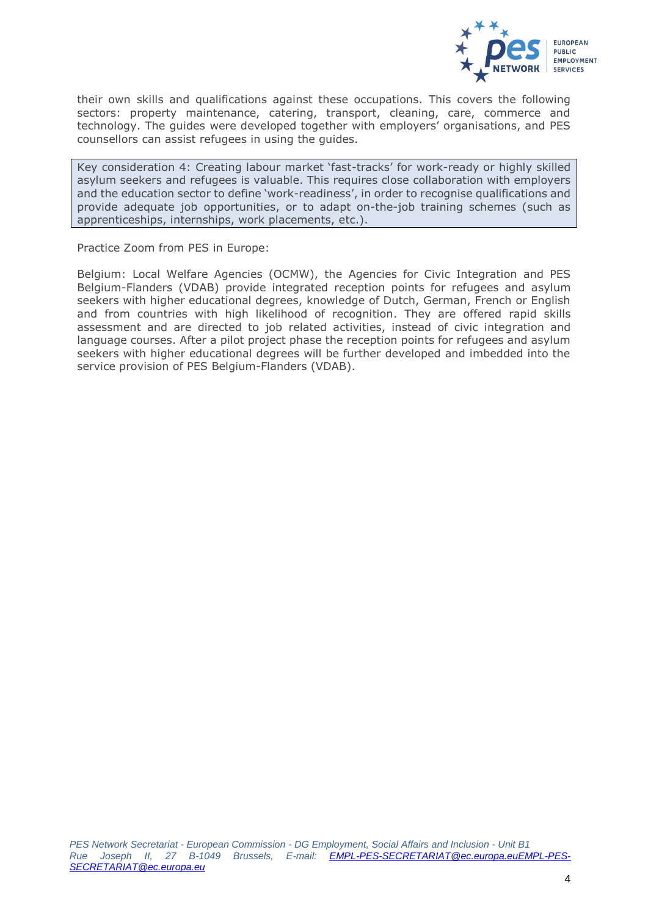their own skills and qualifications against these occupations. This covers the following sectors: property maintenance, catering, transport, cleaning, care, commerce and technology. The guides were developed together with employers' organisations, and PES counsellors can assist refugees in using the guides.

> Key consideration 4: Creating labour market 'fast-tracks' for work-ready or highly skilled asylum seekers and refugees is valuable. This requires close collaboration with employers and the education sector to define 'work-readiness', in order to recognise qualifications and provide adequate job opportunities, or to adapt on-the-job training schemes (such as apprenticeships, internships, work placements, etc.).

Practice Zoom from PES in Europe:

Belgium: Local Welfare Agencies (OCMW), the Agencies for Civic Integration and PES Belgium-Flanders (VDAB) provide integrated reception points for refugees and asylum seekers with higher educational degrees, knowledge of Dutch, German, French or English and from countries with high likelihood of recognition. They are offered rapid skills assessment and are directed to job related activities, instead of civic integration and language courses. After a pilot project phase the reception points for refugees and asylum seekers with higher educational degrees will be further developed and imbedded into the service provision of PES Belgium-Flanders (VDAB).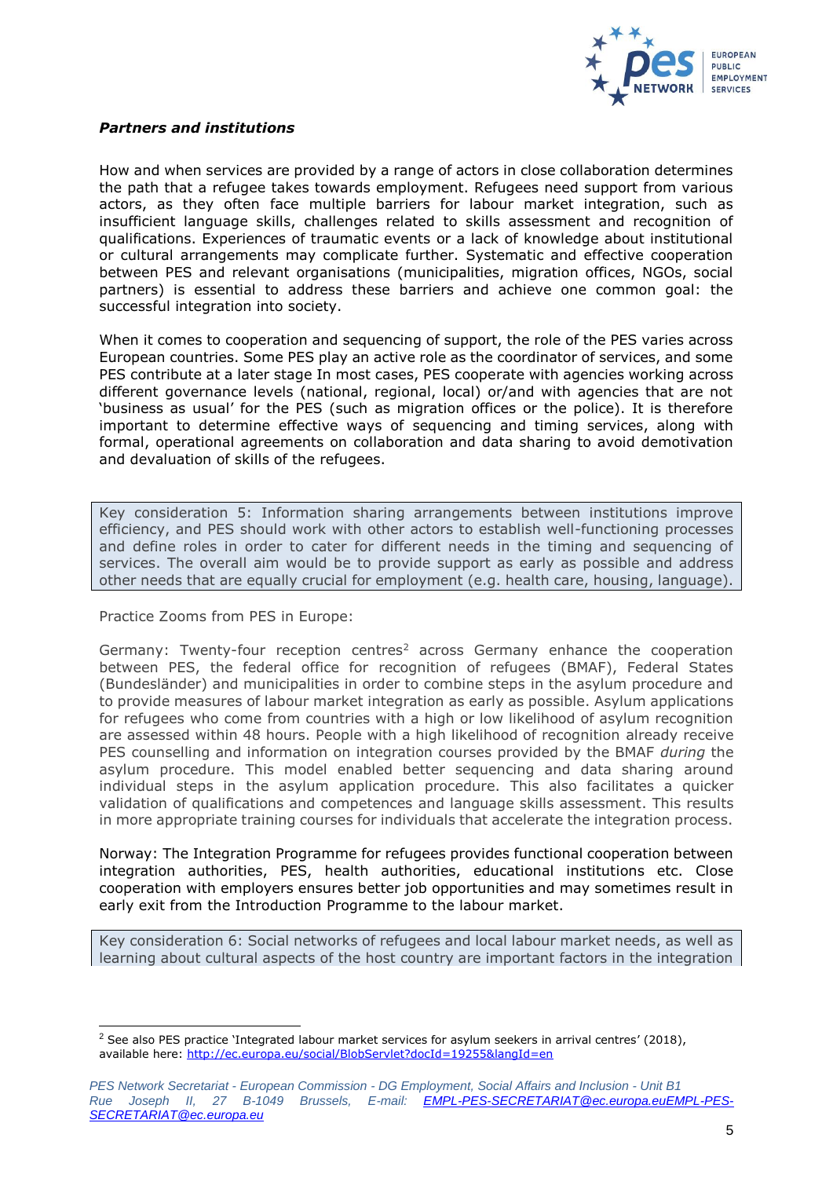***Partners and institutions***

How and when services are provided by a range of actors in close collaboration determines the path that a refugee takes towards employment. Refugees need support from various actors, as they often face multiple barriers for labour market integration, such as insufficient language skills, challenges related to skills assessment and recognition of qualifications. Experiences of traumatic events or a lack of knowledge about institutional or cultural arrangements may complicate further. Systematic and effective cooperation between PES and relevant organisations (municipalities, migration offices, NGOs, social partners) is essential to address these barriers and achieve one common goal: the successful integration into society.

When it comes to cooperation and sequencing of support, the role of the PES varies across European countries. Some PES play an active role as the coordinator of services, and some PES contribute at a later stage In most cases, PES cooperate with agencies working across different governance levels (national, regional, local) or/and with agencies that are not 'business as usual' for the PES (such as migration offices or the police). It is therefore important to determine effective ways of sequencing and timing services, along with formal, operational agreements on collaboration and data sharing to avoid demotivation and devaluation of skills of the refugees.

> Key consideration 5: Information sharing arrangements between institutions improve efficiency, and PES should work with other actors to establish well-functioning processes and define roles in order to cater for different needs in the timing and sequencing of services. The overall aim would be to provide support as early as possible and address other needs that are equally crucial for employment (e.g. health care, housing, language).

Practice Zooms from PES in Europe:

Germany: Twenty-four reception centres[2] across Germany enhance the cooperation between PES, the federal office for recognition of refugees (BMAF), Federal States (Bundesländer) and municipalities in order to combine steps in the asylum procedure and to provide measures of labour market integration as early as possible. Asylum applications for refugees who come from countries with a high or low likelihood of asylum recognition are assessed within 48 hours. People with a high likelihood of recognition already receive PES counselling and information on integration courses provided by the BMAF *during* the asylum procedure. This model enabled better sequencing and data sharing around individual steps in the asylum application procedure. This also facilitates a quicker validation of qualifications and competences and language skills assessment. This results in more appropriate training courses for individuals that accelerate the integration process.

Norway: The Integration Programme for refugees provides functional cooperation between integration authorities, PES, health authorities, educational institutions etc. Close cooperation with employers ensures better job opportunities and may sometimes result in early exit from the Introduction Programme to the labour market.

> Key consideration 6: Social networks of refugees and local labour market needs, as well as learning about cultural aspects of the host country are important factors in the integration

[2] See also PES practice 'Integrated labour market services for asylum seekers in arrival centres' (2018), available here: http://ec.europa.eu/social/BlobServlet?docId=19255&langId=en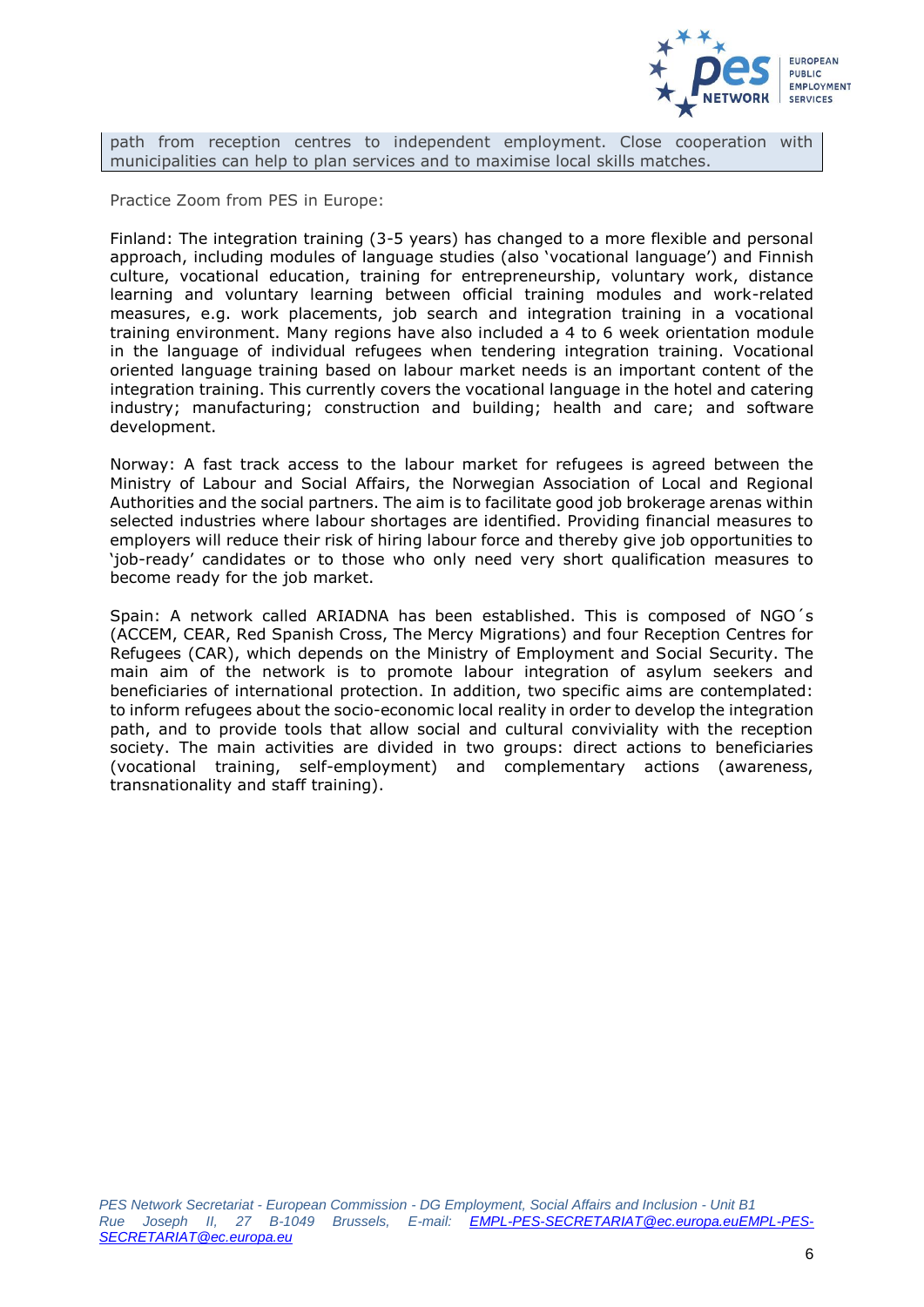path from reception centres to independent employment. Close cooperation with municipalities can help to plan services and to maximise local skills matches.

Practice Zoom from PES in Europe:

Finland: The integration training (3-5 years) has changed to a more flexible and personal approach, including modules of language studies (also 'vocational language') and Finnish culture, vocational education, training for entrepreneurship, voluntary work, distance learning and voluntary learning between official training modules and work-related measures, e.g. work placements, job search and integration training in a vocational training environment. Many regions have also included a 4 to 6 week orientation module in the language of individual refugees when tendering integration training. Vocational oriented language training based on labour market needs is an important content of the integration training. This currently covers the vocational language in the hotel and catering industry; manufacturing; construction and building; health and care; and software development.

Norway: A fast track access to the labour market for refugees is agreed between the Ministry of Labour and Social Affairs, the Norwegian Association of Local and Regional Authorities and the social partners. The aim is to facilitate good job brokerage arenas within selected industries where labour shortages are identified. Providing financial measures to employers will reduce their risk of hiring labour force and thereby give job opportunities to 'job-ready' candidates or to those who only need very short qualification measures to become ready for the job market.

Spain: A network called ARIADNA has been established. This is composed of NGO´s (ACCEM, CEAR, Red Spanish Cross, The Mercy Migrations) and four Reception Centres for Refugees (CAR), which depends on the Ministry of Employment and Social Security. The main aim of the network is to promote labour integration of asylum seekers and beneficiaries of international protection. In addition, two specific aims are contemplated: to inform refugees about the socio-economic local reality in order to develop the integration path, and to provide tools that allow social and cultural conviviality with the reception society. The main activities are divided in two groups: direct actions to beneficiaries (vocational training, self-employment) and complementary actions (awareness, transnationality and staff training).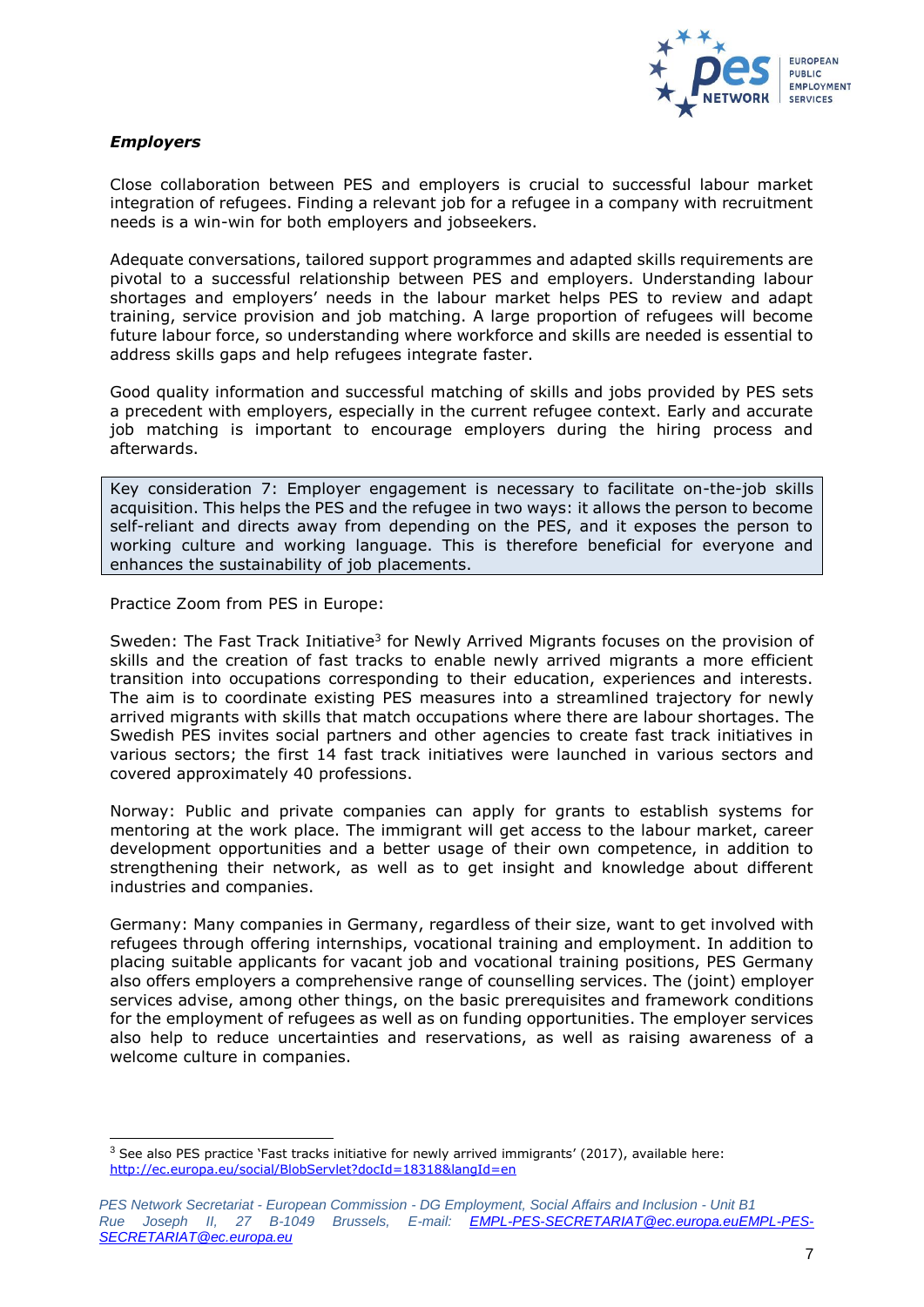***Employers***

Close collaboration between PES and employers is crucial to successful labour market integration of refugees. Finding a relevant job for a refugee in a company with recruitment needs is a win-win for both employers and jobseekers.

Adequate conversations, tailored support programmes and adapted skills requirements are pivotal to a successful relationship between PES and employers. Understanding labour shortages and employers' needs in the labour market helps PES to review and adapt training, service provision and job matching. A large proportion of refugees will become future labour force, so understanding where workforce and skills are needed is essential to address skills gaps and help refugees integrate faster.

Good quality information and successful matching of skills and jobs provided by PES sets a precedent with employers, especially in the current refugee context. Early and accurate job matching is important to encourage employers during the hiring process and afterwards.

> Key consideration 7: Employer engagement is necessary to facilitate on-the-job skills acquisition. This helps the PES and the refugee in two ways: it allows the person to become self-reliant and directs away from depending on the PES, and it exposes the person to working culture and working language. This is therefore beneficial for everyone and enhances the sustainability of job placements.

Practice Zoom from PES in Europe:

Sweden: The Fast Track Initiative[3] for Newly Arrived Migrants focuses on the provision of skills and the creation of fast tracks to enable newly arrived migrants a more efficient transition into occupations corresponding to their education, experiences and interests. The aim is to coordinate existing PES measures into a streamlined trajectory for newly arrived migrants with skills that match occupations where there are labour shortages. The Swedish PES invites social partners and other agencies to create fast track initiatives in various sectors; the first 14 fast track initiatives were launched in various sectors and covered approximately 40 professions.

Norway: Public and private companies can apply for grants to establish systems for mentoring at the work place. The immigrant will get access to the labour market, career development opportunities and a better usage of their own competence, in addition to strengthening their network, as well as to get insight and knowledge about different industries and companies.

Germany: Many companies in Germany, regardless of their size, want to get involved with refugees through offering internships, vocational training and employment. In addition to placing suitable applicants for vacant job and vocational training positions, PES Germany also offers employers a comprehensive range of counselling services. The (joint) employer services advise, among other things, on the basic prerequisites and framework conditions for the employment of refugees as well as on funding opportunities. The employer services also help to reduce uncertainties and reservations, as well as raising awareness of a welcome culture in companies.

---

[3] See also PES practice 'Fast tracks initiative for newly arrived immigrants' (2017), available here: http://ec.europa.eu/social/BlobServlet?docId=18318&langId=en